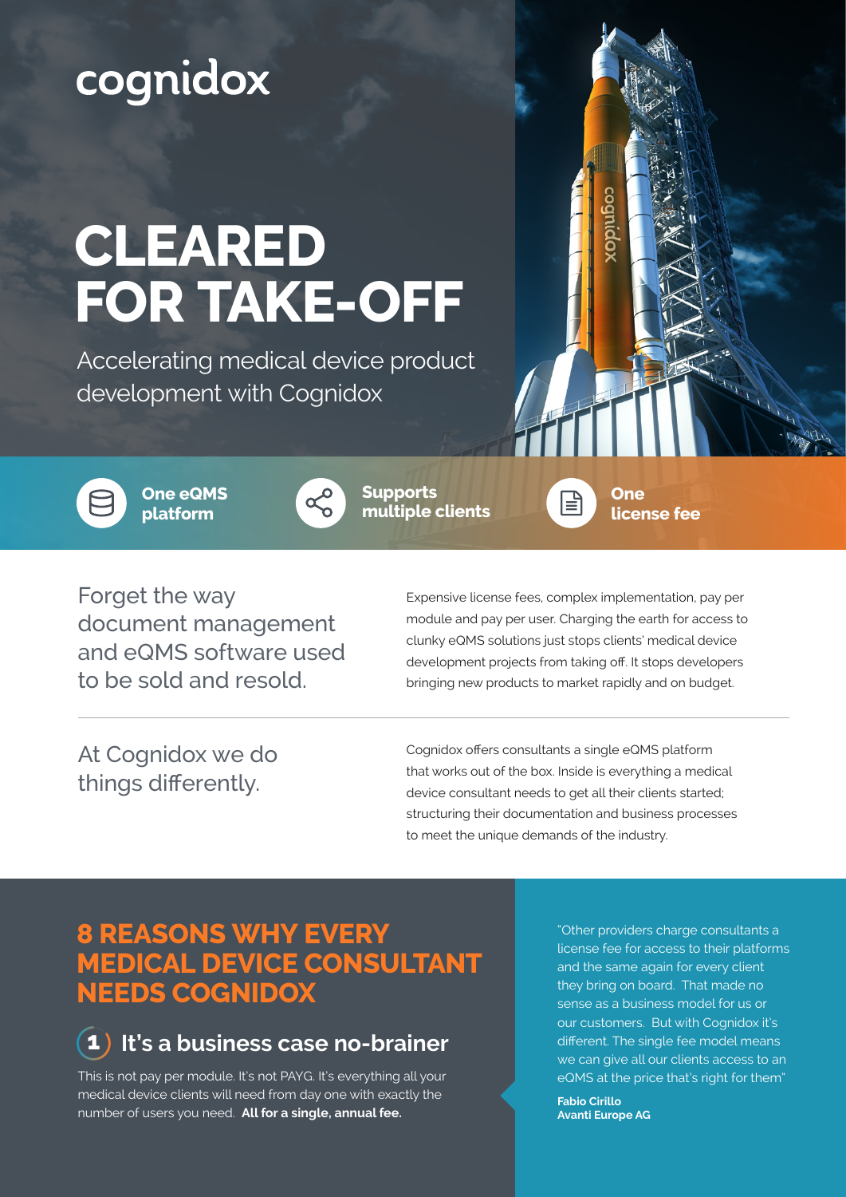cognidox

# CLEARED FOR TAKE-OFF

Accelerating medical device product development with Cognidox

**One eQMS platform**

**Supports multiple clients**

**One license fee**

Forget the way document management and eQMS software used to be sold and resold.

Expensive license fees, complex implementation, pay per module and pay per user. Charging the earth for access to clunky eQMS solutions just stops clients' medical device development projects from taking off. It stops developers bringing new products to market rapidly and on budget.

At Cognidox we do things differently.

Cognidox offers consultants a single eQMS platform that works out of the box. Inside is everything a medical device consultant needs to get all their clients started; structuring their documentation and business processes to meet the unique demands of the industry.

## 8 REASONS WHY EVERY MEDICAL DEVICE CONSULTANT NEEDS COGNIDOX

### 1 It's a business case no-brainer

This is not pay per module. It's not PAYG. It's everything all your medical device clients will need from day one with exactly the number of users you need. **All for a single, annual fee.**

"Other providers charge consultants a license fee for access to their platforms and the same again for every client they bring on board. That made no sense as a business model for us or our customers. But with Cognidox it's different. The single fee model means we can give all our clients access to an eQMS at the price that's right for them"

**Fabio Cirillo**
**Avanti Europe AG**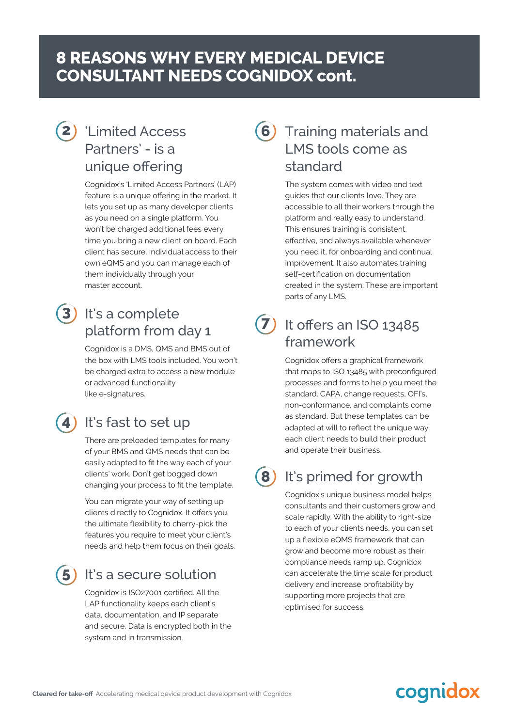# 8 REASONS WHY EVERY MEDICAL DEVICE CONSULTANT NEEDS COGNIDOX cont.

## 2 'Limited Access Partners' - is a unique offering

Cognidox's 'Limited Access Partners' (LAP) feature is a unique offering in the market. It lets you set up as many developer clients as you need on a single platform. You won't be charged additional fees every time you bring a new client on board. Each client has secure, individual access to their own eQMS and you can manage each of them individually through your master account.

## 3 It's a complete platform from day 1

Cognidox is a DMS, QMS and BMS out of the box with LMS tools included. You won't be charged extra to access a new module or advanced functionality like e-signatures.

## 4 It's fast to set up

There are preloaded templates for many of your BMS and QMS needs that can be easily adapted to fit the way each of your clients' work. Don't get bogged down changing your process to fit the template.

You can migrate your way of setting up clients directly to Cognidox. It offers you the ultimate flexibility to cherry-pick the features you require to meet your client's needs and help them focus on their goals.

## 5 It's a secure solution

Cognidox is ISO27001 certified. All the LAP functionality keeps each client's data, documentation, and IP separate and secure. Data is encrypted both in the system and in transmission.

## 6 Training materials and LMS tools come as standard

The system comes with video and text guides that our clients love. They are accessible to all their workers through the platform and really easy to understand. This ensures training is consistent, effective, and always available whenever you need it, for onboarding and continual improvement. It also automates training self-certification on documentation created in the system. These are important parts of any LMS.

## 7 It offers an ISO 13485 framework

Cognidox offers a graphical framework that maps to ISO 13485 with preconfigured processes and forms to help you meet the standard. CAPA, change requests, OFI's, non-conformance, and complaints come as standard. But these templates can be adapted at will to reflect the unique way each client needs to build their product and operate their business.

## 8 It's primed for growth

Cognidox's unique business model helps consultants and their customers grow and scale rapidly. With the ability to right-size to each of your clients needs, you can set up a flexible eQMS framework that can grow and become more robust as their compliance needs ramp up. Cognidox can accelerate the time scale for product delivery and increase profitability by supporting more projects that are optimised for success.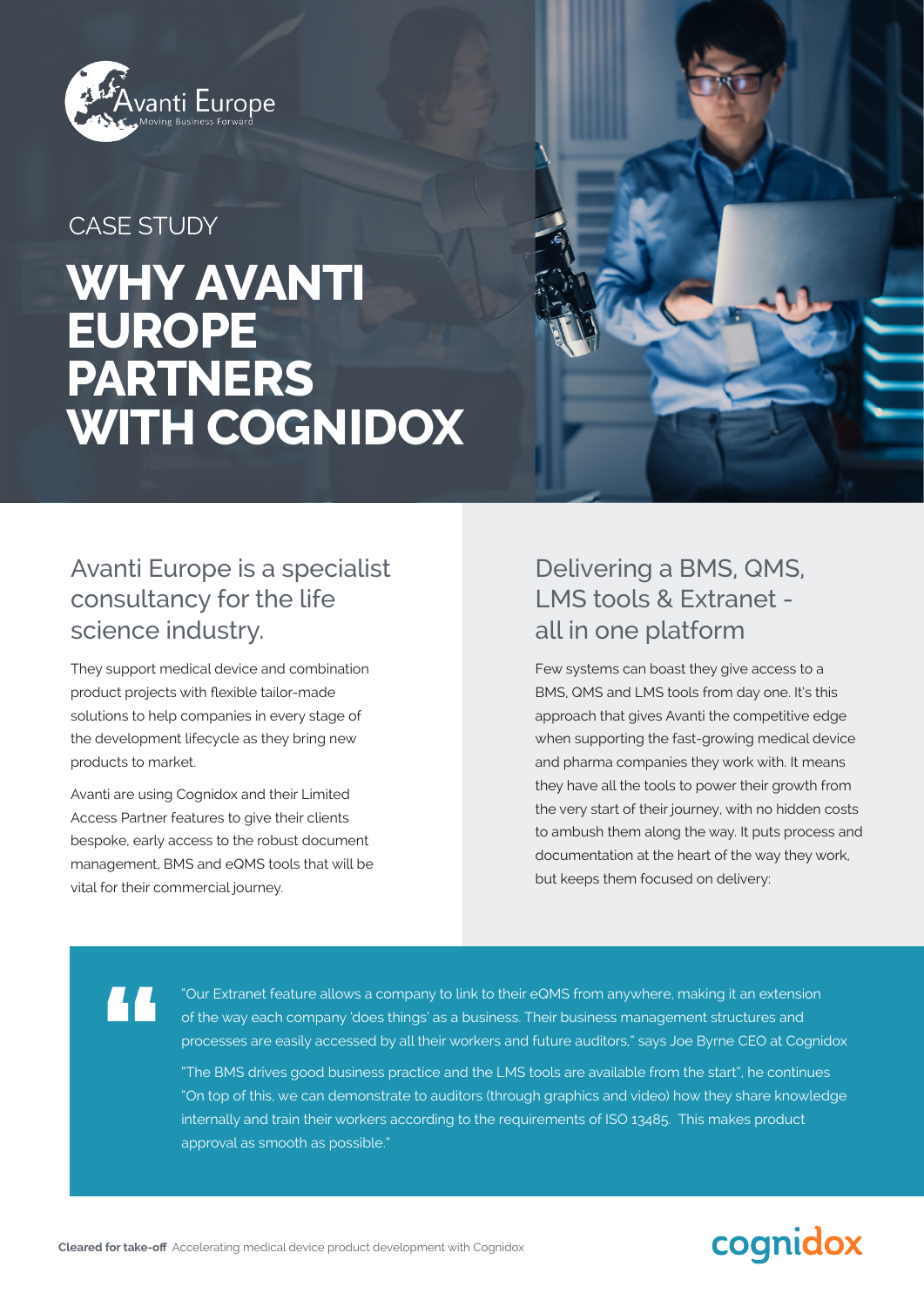Avanti Europe
Moving Business Forward

CASE STUDY

# WHY AVANTI EUROPE PARTNERS WITH COGNIDOX

## Avanti Europe is a specialist consultancy for the life science industry.

They support medical device and combination product projects with flexible tailor-made solutions to help companies in every stage of the development lifecycle as they bring new products to market.

Avanti are using Cognidox and their Limited Access Partner features to give their clients bespoke, early access to the robust document management, BMS and eQMS tools that will be vital for their commercial journey.

## Delivering a BMS, QMS, LMS tools & Extranet - all in one platform

Few systems can boast they give access to a BMS, QMS and LMS tools from day one. It's this approach that gives Avanti the competitive edge when supporting the fast-growing medical device and pharma companies they work with. It means they have all the tools to power their growth from the very start of their journey, with no hidden costs to ambush them along the way. It puts process and documentation at the heart of the way they work, but keeps them focused on delivery:

> "Our Extranet feature allows a company to link to their eQMS from anywhere, making it an extension of the way each company 'does things' as a business. Their business management structures and processes are easily accessed by all their workers and future auditors," says Joe Byrne CEO at Cognidox
>
> "The BMS drives good business practice and the LMS tools are available from the start", he continues "On top of this, we can demonstrate to auditors (through graphics and video) how they share knowledge internally and train their workers according to the requirements of ISO 13485. This makes product approval as smooth as possible."

**Cleared for take-off** Accelerating medical device product development with Cognidox

cognidox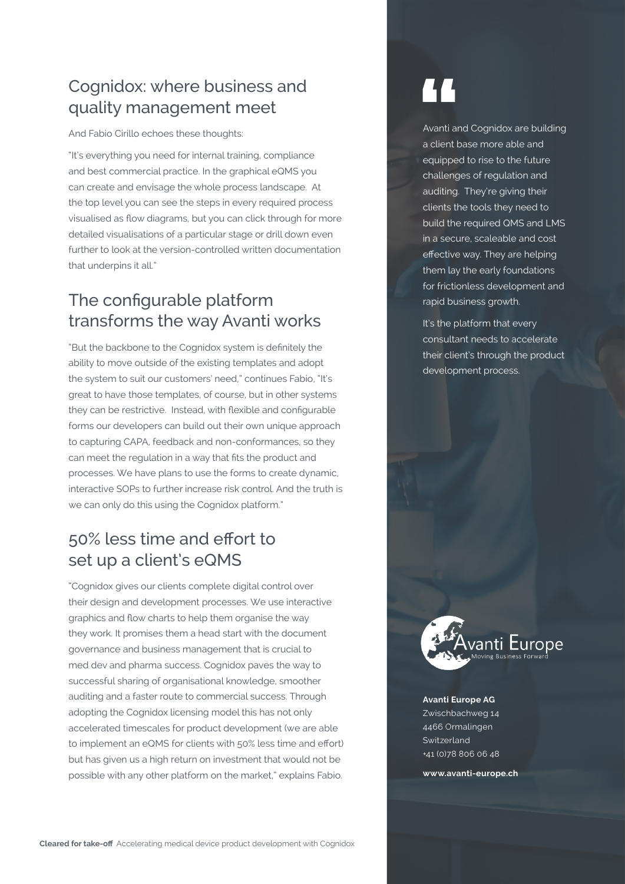## Cognidox: where business and quality management meet

And Fabio Cirillo echoes these thoughts:

"It's everything you need for internal training, compliance and best commercial practice. In the graphical eQMS you can create and envisage the whole process landscape. At the top level you can see the steps in every required process visualised as flow diagrams, but you can click through for more detailed visualisations of a particular stage or drill down even further to look at the version-controlled written documentation that underpins it all."

## The configurable platform transforms the way Avanti works

"But the backbone to the Cognidox system is definitely the ability to move outside of the existing templates and adopt the system to suit our customers' need," continues Fabio, "It's great to have those templates, of course, but in other systems they can be restrictive. Instead, with flexible and configurable forms our developers can build out their own unique approach to capturing CAPA, feedback and non-conformances, so they can meet the regulation in a way that fits the product and processes. We have plans to use the forms to create dynamic, interactive SOPs to further increase risk control. And the truth is we can only do this using the Cognidox platform."

## 50% less time and effort to set up a client's eQMS

"Cognidox gives our clients complete digital control over their design and development processes. We use interactive graphics and flow charts to help them organise the way they work. It promises them a head start with the document governance and business management that is crucial to med dev and pharma success. Cognidox paves the way to successful sharing of organisational knowledge, smoother auditing and a faster route to commercial success. Through adopting the Cognidox licensing model this has not only accelerated timescales for product development (we are able to implement an eQMS for clients with 50% less time and effort) but has given us a high return on investment that would not be possible with any other platform on the market," explains Fabio.

> Avanti and Cognidox are building a client base more able and equipped to rise to the future challenges of regulation and auditing. They're giving their clients the tools they need to build the required QMS and LMS in a secure, scaleable and cost effective way. They are helping them lay the early foundations for frictionless development and rapid business growth.
>
> It's the platform that every consultant needs to accelerate their client's through the product development process.

Avanti Europe
Moving Business Forward

**Avanti Europe AG**
Zwischbachweg 14
4466 Ormalingen
Switzerland
+41 (0)78 806 06 48

**www.avanti-europe.ch**